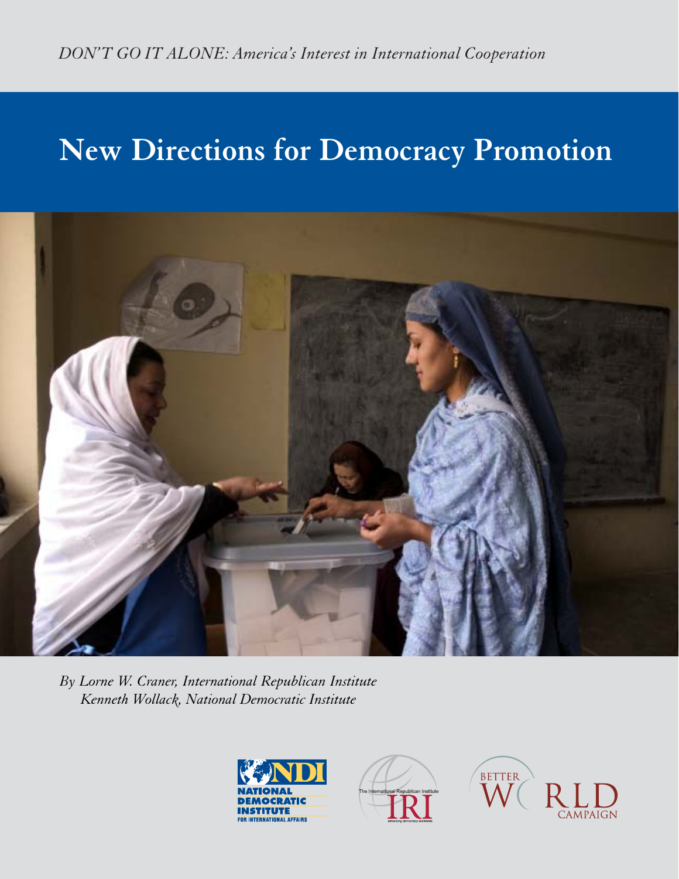*DON'T GO IT ALONE: America's Interest in International Cooperation*

# New Directions for Democracy Promotion

*By Lorne W. Craner, International Republican Institute*
*Kenneth Wollack, National Democratic Institute*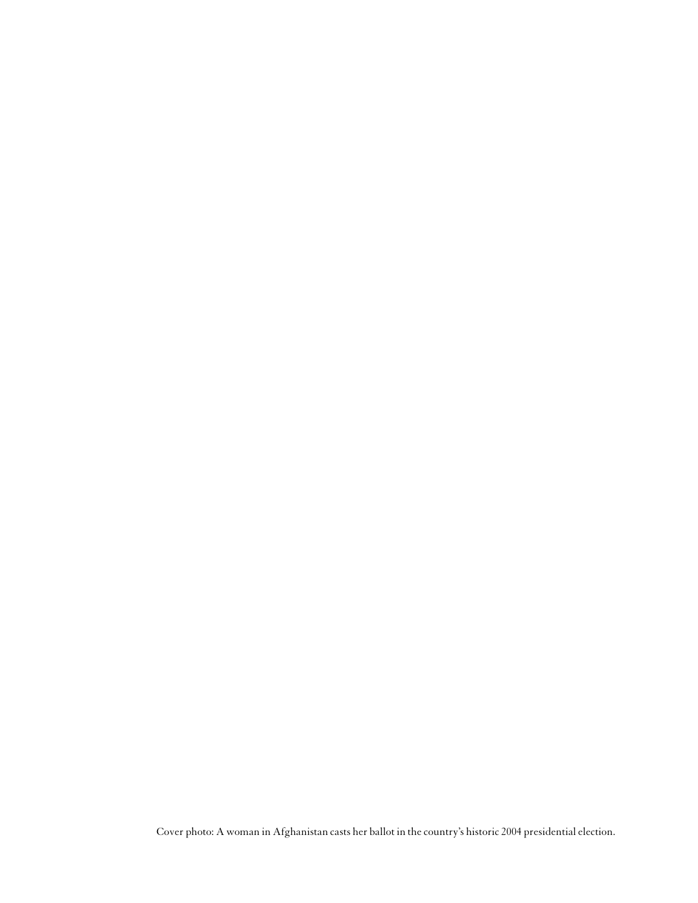Cover photo: A woman in Afghanistan casts her ballot in the country's historic 2004 presidential election.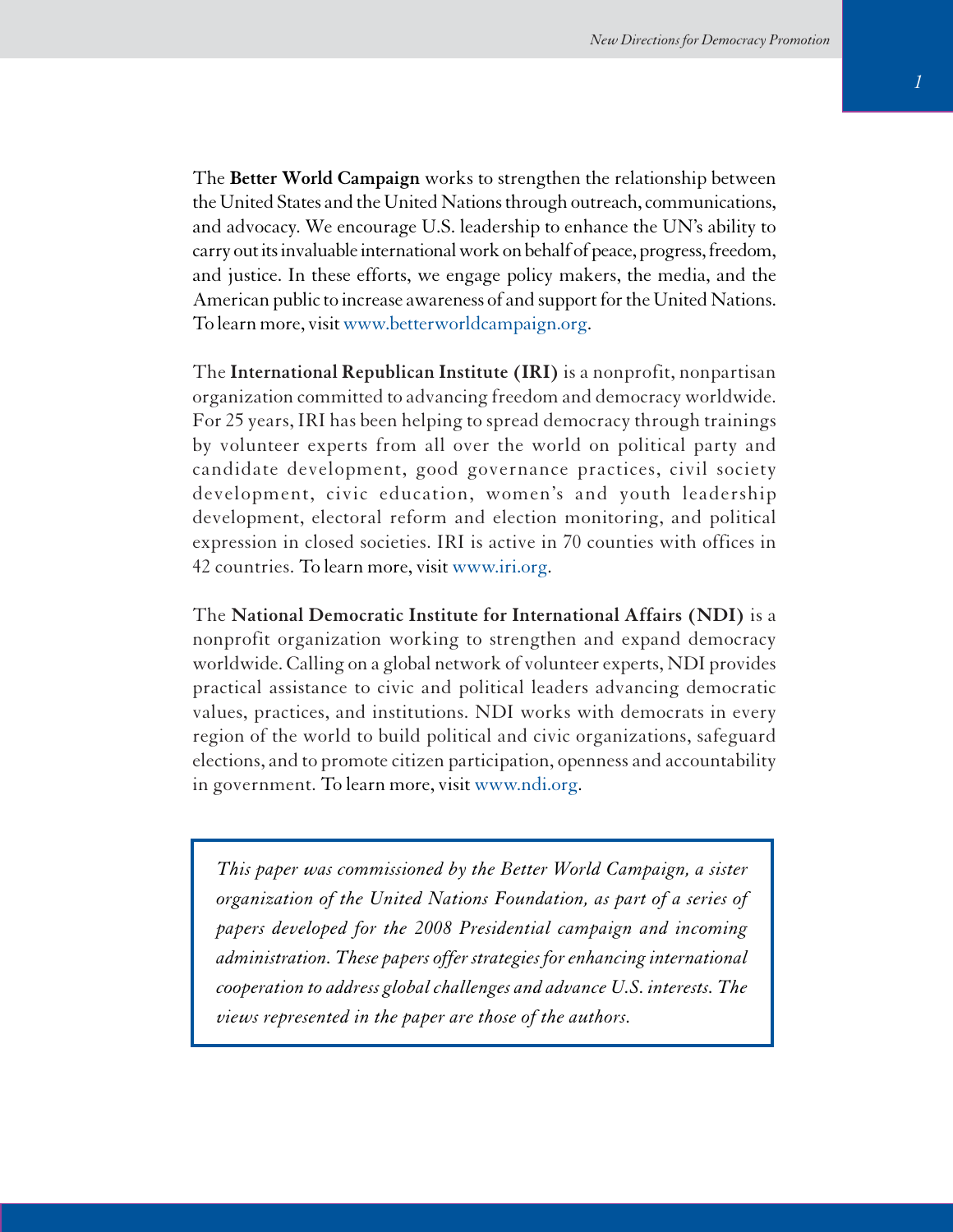The **Better World Campaign** works to strengthen the relationship between the United States and the United Nations through outreach, communications, and advocacy. We encourage U.S. leadership to enhance the UN's ability to carry out its invaluable international work on behalf of peace, progress, freedom, and justice. In these efforts, we engage policy makers, the media, and the American public to increase awareness of and support for the United Nations. To learn more, visit www.betterworldcampaign.org.

The **International Republican Institute (IRI)** is a nonprofit, nonpartisan organization committed to advancing freedom and democracy worldwide. For 25 years, IRI has been helping to spread democracy through trainings by volunteer experts from all over the world on political party and candidate development, good governance practices, civil society development, civic education, women's and youth leadership development, electoral reform and election monitoring, and political expression in closed societies. IRI is active in 70 counties with offices in 42 countries. To learn more, visit www.iri.org.

The **National Democratic Institute for International Affairs (NDI)** is a nonprofit organization working to strengthen and expand democracy worldwide. Calling on a global network of volunteer experts, NDI provides practical assistance to civic and political leaders advancing democratic values, practices, and institutions. NDI works with democrats in every region of the world to build political and civic organizations, safeguard elections, and to promote citizen participation, openness and accountability in government. To learn more, visit www.ndi.org.

*This paper was commissioned by the Better World Campaign, a sister organization of the United Nations Foundation, as part of a series of papers developed for the 2008 Presidential campaign and incoming administration. These papers offer strategies for enhancing international cooperation to address global challenges and advance U.S. interests. The views represented in the paper are those of the authors.*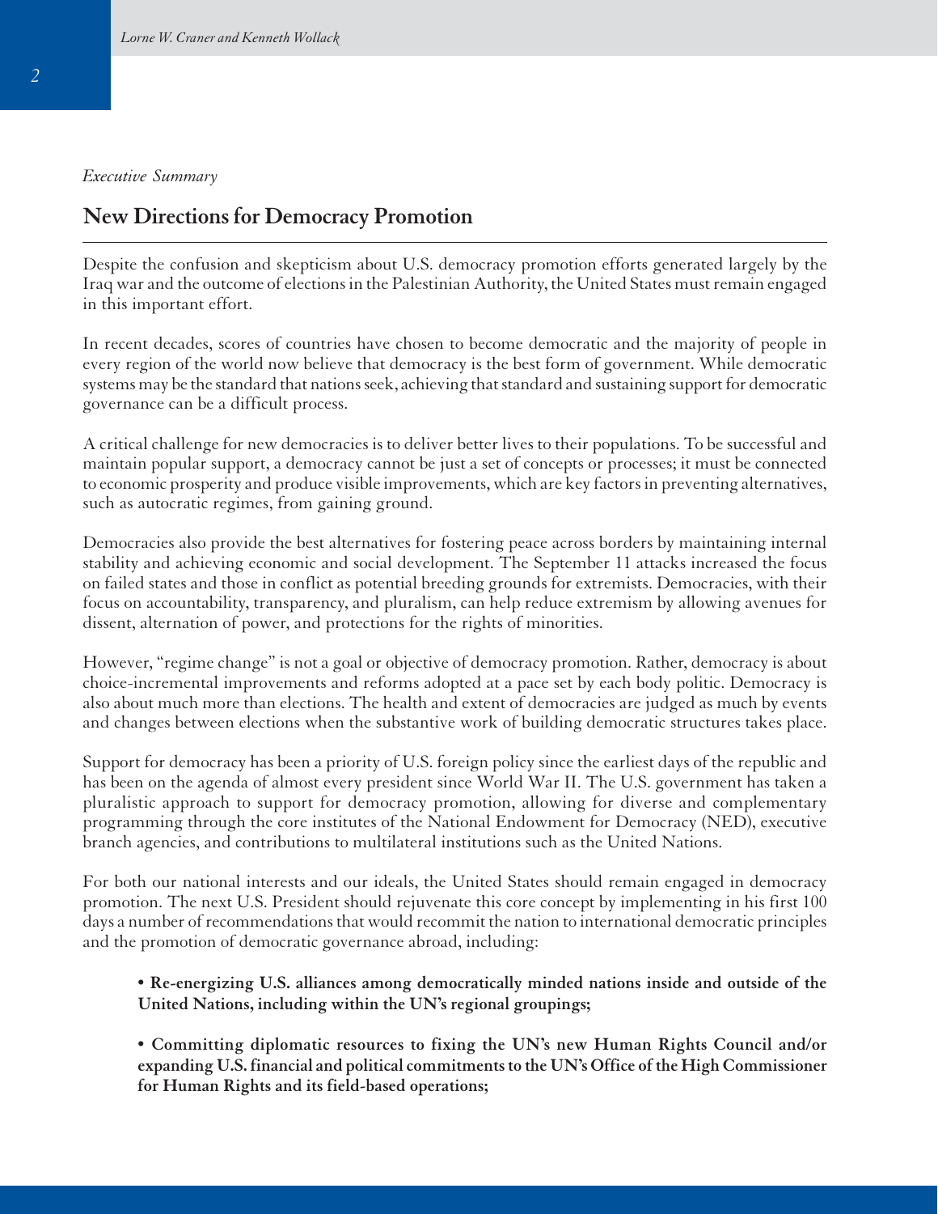*Executive Summary*

## New Directions for Democracy Promotion

Despite the confusion and skepticism about U.S. democracy promotion efforts generated largely by the Iraq war and the outcome of elections in the Palestinian Authority, the United States must remain engaged in this important effort.

In recent decades, scores of countries have chosen to become democratic and the majority of people in every region of the world now believe that democracy is the best form of government. While democratic systems may be the standard that nations seek, achieving that standard and sustaining support for democratic governance can be a difficult process.

A critical challenge for new democracies is to deliver better lives to their populations. To be successful and maintain popular support, a democracy cannot be just a set of concepts or processes; it must be connected to economic prosperity and produce visible improvements, which are key factors in preventing alternatives, such as autocratic regimes, from gaining ground.

Democracies also provide the best alternatives for fostering peace across borders by maintaining internal stability and achieving economic and social development. The September 11 attacks increased the focus on failed states and those in conflict as potential breeding grounds for extremists. Democracies, with their focus on accountability, transparency, and pluralism, can help reduce extremism by allowing avenues for dissent, alternation of power, and protections for the rights of minorities.

However, "regime change" is not a goal or objective of democracy promotion. Rather, democracy is about choice-incremental improvements and reforms adopted at a pace set by each body politic. Democracy is also about much more than elections. The health and extent of democracies are judged as much by events and changes between elections when the substantive work of building democratic structures takes place.

Support for democracy has been a priority of U.S. foreign policy since the earliest days of the republic and has been on the agenda of almost every president since World War II. The U.S. government has taken a pluralistic approach to support for democracy promotion, allowing for diverse and complementary programming through the core institutes of the National Endowment for Democracy (NED), executive branch agencies, and contributions to multilateral institutions such as the United Nations.

For both our national interests and our ideals, the United States should remain engaged in democracy promotion. The next U.S. President should rejuvenate this core concept by implementing in his first 100 days a number of recommendations that would recommit the nation to international democratic principles and the promotion of democratic governance abroad, including:

- **Re-energizing U.S. alliances among democratically minded nations inside and outside of the United Nations, including within the UN's regional groupings;**

- **Committing diplomatic resources to fixing the UN's new Human Rights Council and/or expanding U.S. financial and political commitments to the UN's Office of the High Commissioner for Human Rights and its field-based operations;**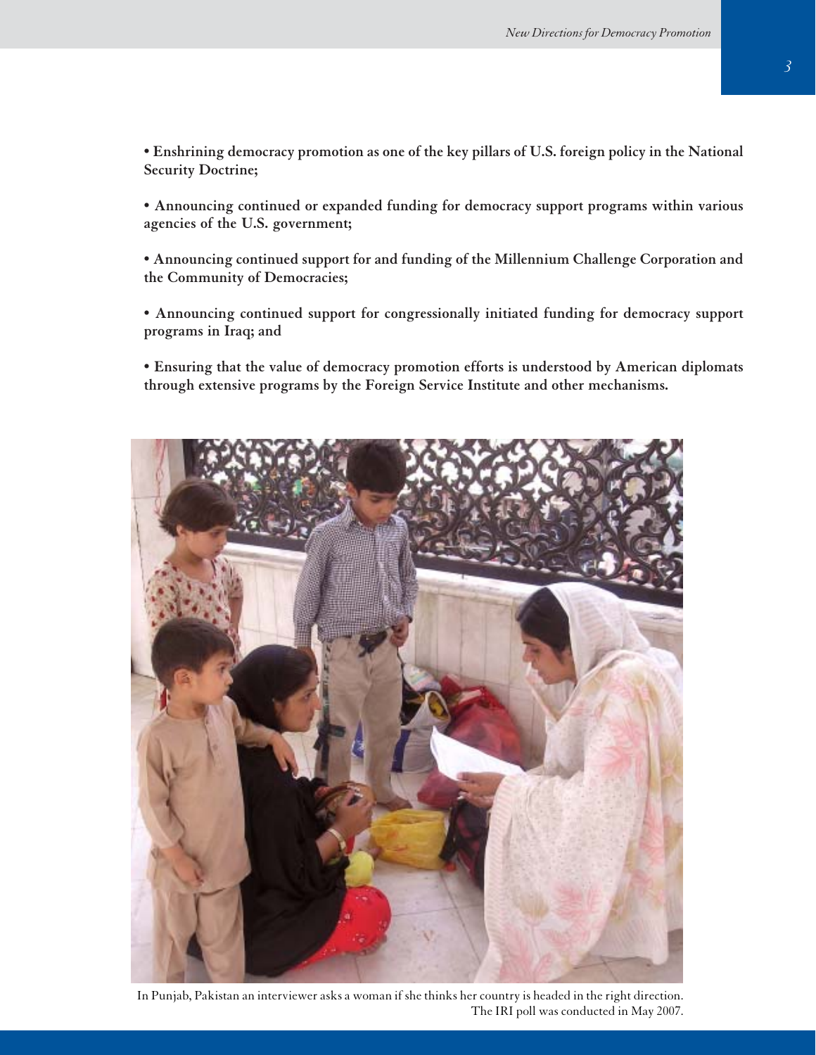- **Enshrining democracy promotion as one of the key pillars of U.S. foreign policy in the National Security Doctrine;**

- **Announcing continued or expanded funding for democracy support programs within various agencies of the U.S. government;**

- **Announcing continued support for and funding of the Millennium Challenge Corporation and the Community of Democracies;**

- **Announcing continued support for congressionally initiated funding for democracy support programs in Iraq; and**

- **Ensuring that the value of democracy promotion efforts is understood by American diplomats through extensive programs by the Foreign Service Institute and other mechanisms.**

In Punjab, Pakistan an interviewer asks a woman if she thinks her country is headed in the right direction. The IRI poll was conducted in May 2007.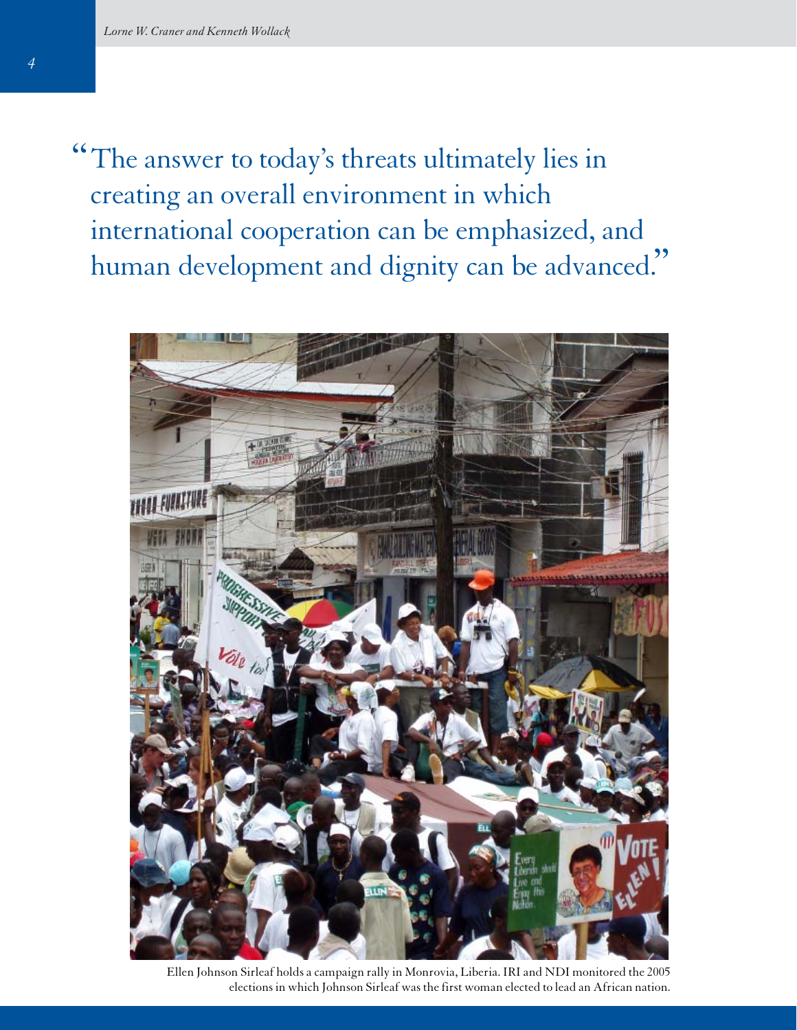"The answer to today's threats ultimately lies in creating an overall environment in which international cooperation can be emphasized, and human development and dignity can be advanced."

Ellen Johnson Sirleaf holds a campaign rally in Monrovia, Liberia. IRI and NDI monitored the 2005 elections in which Johnson Sirleaf was the first woman elected to lead an African nation.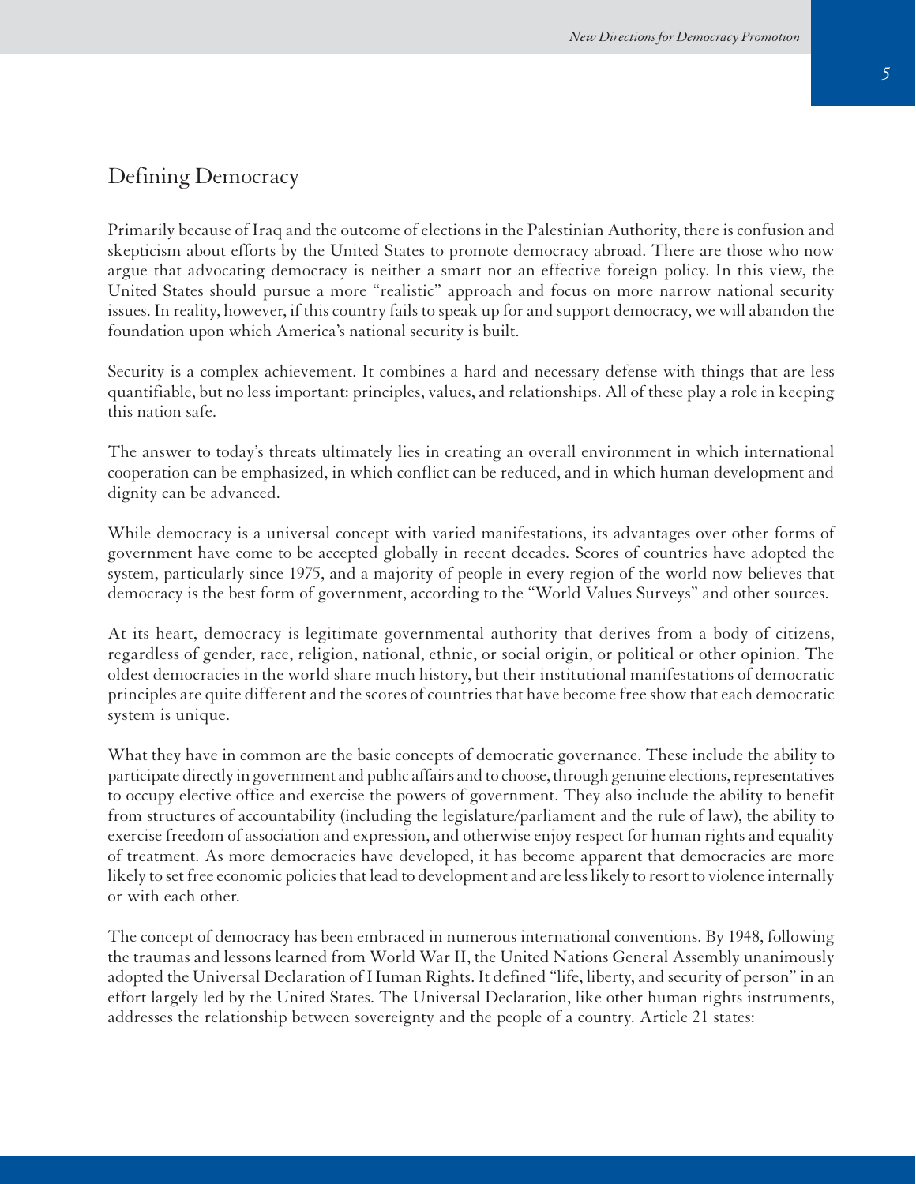## Defining Democracy

Primarily because of Iraq and the outcome of elections in the Palestinian Authority, there is confusion and skepticism about efforts by the United States to promote democracy abroad. There are those who now argue that advocating democracy is neither a smart nor an effective foreign policy. In this view, the United States should pursue a more "realistic" approach and focus on more narrow national security issues. In reality, however, if this country fails to speak up for and support democracy, we will abandon the foundation upon which America's national security is built.

Security is a complex achievement. It combines a hard and necessary defense with things that are less quantifiable, but no less important: principles, values, and relationships. All of these play a role in keeping this nation safe.

The answer to today's threats ultimately lies in creating an overall environment in which international cooperation can be emphasized, in which conflict can be reduced, and in which human development and dignity can be advanced.

While democracy is a universal concept with varied manifestations, its advantages over other forms of government have come to be accepted globally in recent decades. Scores of countries have adopted the system, particularly since 1975, and a majority of people in every region of the world now believes that democracy is the best form of government, according to the "World Values Surveys" and other sources.

At its heart, democracy is legitimate governmental authority that derives from a body of citizens, regardless of gender, race, religion, national, ethnic, or social origin, or political or other opinion. The oldest democracies in the world share much history, but their institutional manifestations of democratic principles are quite different and the scores of countries that have become free show that each democratic system is unique.

What they have in common are the basic concepts of democratic governance. These include the ability to participate directly in government and public affairs and to choose, through genuine elections, representatives to occupy elective office and exercise the powers of government. They also include the ability to benefit from structures of accountability (including the legislature/parliament and the rule of law), the ability to exercise freedom of association and expression, and otherwise enjoy respect for human rights and equality of treatment. As more democracies have developed, it has become apparent that democracies are more likely to set free economic policies that lead to development and are less likely to resort to violence internally or with each other.

The concept of democracy has been embraced in numerous international conventions. By 1948, following the traumas and lessons learned from World War II, the United Nations General Assembly unanimously adopted the Universal Declaration of Human Rights. It defined "life, liberty, and security of person" in an effort largely led by the United States. The Universal Declaration, like other human rights instruments, addresses the relationship between sovereignty and the people of a country. Article 21 states: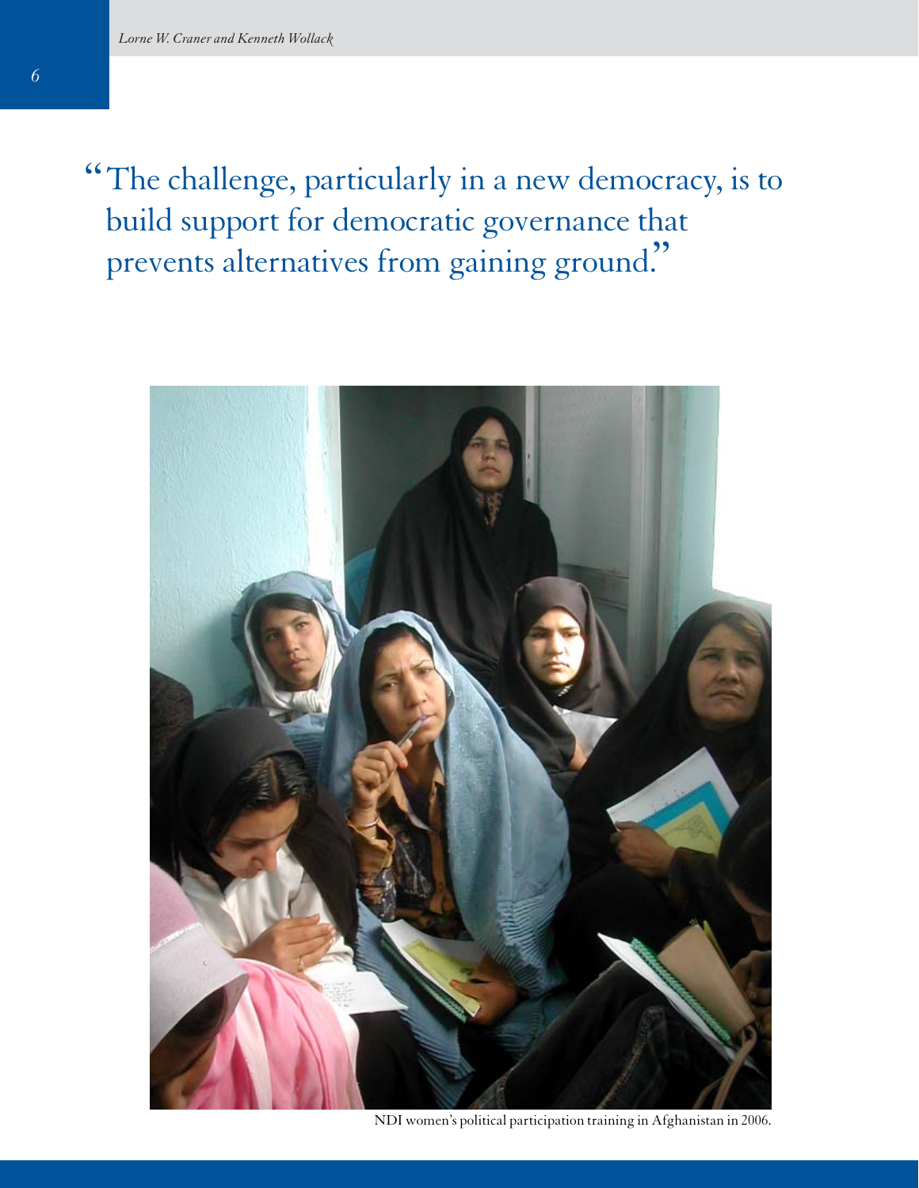"The challenge, particularly in a new democracy, is to build support for democratic governance that prevents alternatives from gaining ground."

NDI women's political participation training in Afghanistan in 2006.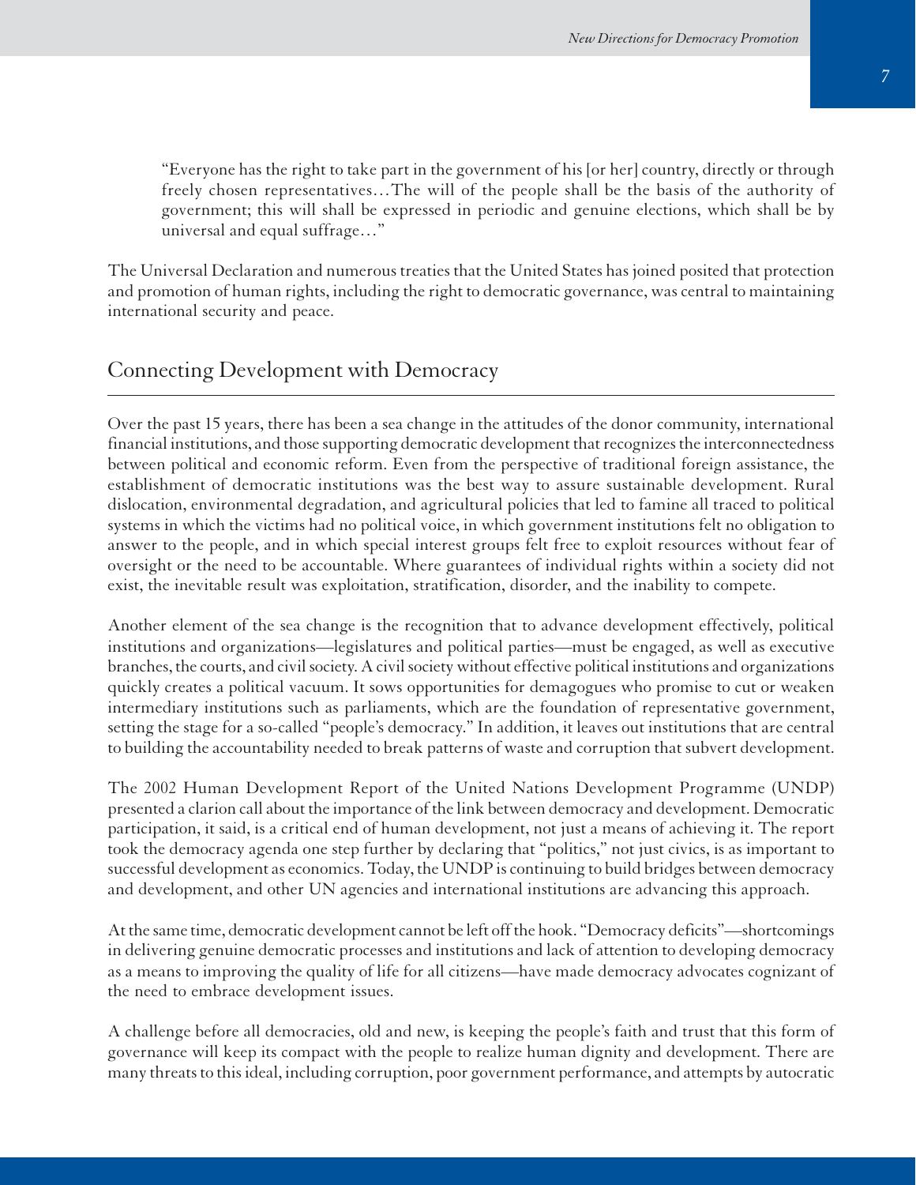> "Everyone has the right to take part in the government of his [or her] country, directly or through freely chosen representatives…The will of the people shall be the basis of the authority of government; this will shall be expressed in periodic and genuine elections, which shall be by universal and equal suffrage…"

The Universal Declaration and numerous treaties that the United States has joined posited that protection and promotion of human rights, including the right to democratic governance, was central to maintaining international security and peace.

## Connecting Development with Democracy

Over the past 15 years, there has been a sea change in the attitudes of the donor community, international financial institutions, and those supporting democratic development that recognizes the interconnectedness between political and economic reform. Even from the perspective of traditional foreign assistance, the establishment of democratic institutions was the best way to assure sustainable development. Rural dislocation, environmental degradation, and agricultural policies that led to famine all traced to political systems in which the victims had no political voice, in which government institutions felt no obligation to answer to the people, and in which special interest groups felt free to exploit resources without fear of oversight or the need to be accountable. Where guarantees of individual rights within a society did not exist, the inevitable result was exploitation, stratification, disorder, and the inability to compete.

Another element of the sea change is the recognition that to advance development effectively, political institutions and organizations—legislatures and political parties—must be engaged, as well as executive branches, the courts, and civil society. A civil society without effective political institutions and organizations quickly creates a political vacuum. It sows opportunities for demagogues who promise to cut or weaken intermediary institutions such as parliaments, which are the foundation of representative government, setting the stage for a so-called "people's democracy." In addition, it leaves out institutions that are central to building the accountability needed to break patterns of waste and corruption that subvert development.

The 2002 Human Development Report of the United Nations Development Programme (UNDP) presented a clarion call about the importance of the link between democracy and development. Democratic participation, it said, is a critical end of human development, not just a means of achieving it. The report took the democracy agenda one step further by declaring that "politics," not just civics, is as important to successful development as economics. Today, the UNDP is continuing to build bridges between democracy and development, and other UN agencies and international institutions are advancing this approach.

At the same time, democratic development cannot be left off the hook. "Democracy deficits"—shortcomings in delivering genuine democratic processes and institutions and lack of attention to developing democracy as a means to improving the quality of life for all citizens—have made democracy advocates cognizant of the need to embrace development issues.

A challenge before all democracies, old and new, is keeping the people's faith and trust that this form of governance will keep its compact with the people to realize human dignity and development. There are many threats to this ideal, including corruption, poor government performance, and attempts by autocratic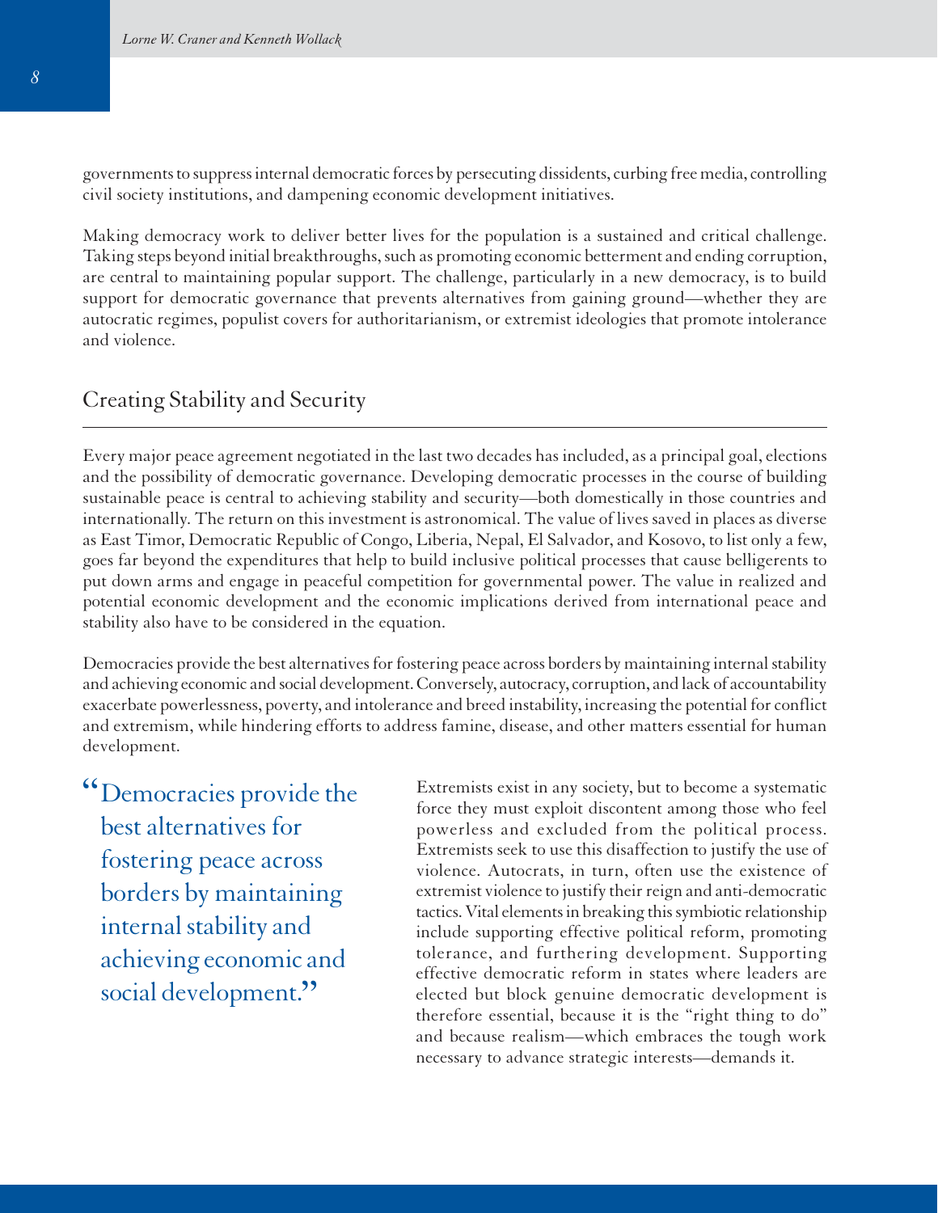governments to suppress internal democratic forces by persecuting dissidents, curbing free media, controlling civil society institutions, and dampening economic development initiatives.

Making democracy work to deliver better lives for the population is a sustained and critical challenge. Taking steps beyond initial breakthroughs, such as promoting economic betterment and ending corruption, are central to maintaining popular support. The challenge, particularly in a new democracy, is to build support for democratic governance that prevents alternatives from gaining ground—whether they are autocratic regimes, populist covers for authoritarianism, or extremist ideologies that promote intolerance and violence.

## Creating Stability and Security

Every major peace agreement negotiated in the last two decades has included, as a principal goal, elections and the possibility of democratic governance. Developing democratic processes in the course of building sustainable peace is central to achieving stability and security—both domestically in those countries and internationally. The return on this investment is astronomical. The value of lives saved in places as diverse as East Timor, Democratic Republic of Congo, Liberia, Nepal, El Salvador, and Kosovo, to list only a few, goes far beyond the expenditures that help to build inclusive political processes that cause belligerents to put down arms and engage in peaceful competition for governmental power. The value in realized and potential economic development and the economic implications derived from international peace and stability also have to be considered in the equation.

Democracies provide the best alternatives for fostering peace across borders by maintaining internal stability and achieving economic and social development. Conversely, autocracy, corruption, and lack of accountability exacerbate powerlessness, poverty, and intolerance and breed instability, increasing the potential for conflict and extremism, while hindering efforts to address famine, disease, and other matters essential for human development.

> "Democracies provide the best alternatives for fostering peace across borders by maintaining internal stability and achieving economic and social development."

Extremists exist in any society, but to become a systematic force they must exploit discontent among those who feel powerless and excluded from the political process. Extremists seek to use this disaffection to justify the use of violence. Autocrats, in turn, often use the existence of extremist violence to justify their reign and anti-democratic tactics. Vital elements in breaking this symbiotic relationship include supporting effective political reform, promoting tolerance, and furthering development. Supporting effective democratic reform in states where leaders are elected but block genuine democratic development is therefore essential, because it is the "right thing to do" and because realism—which embraces the tough work necessary to advance strategic interests—demands it.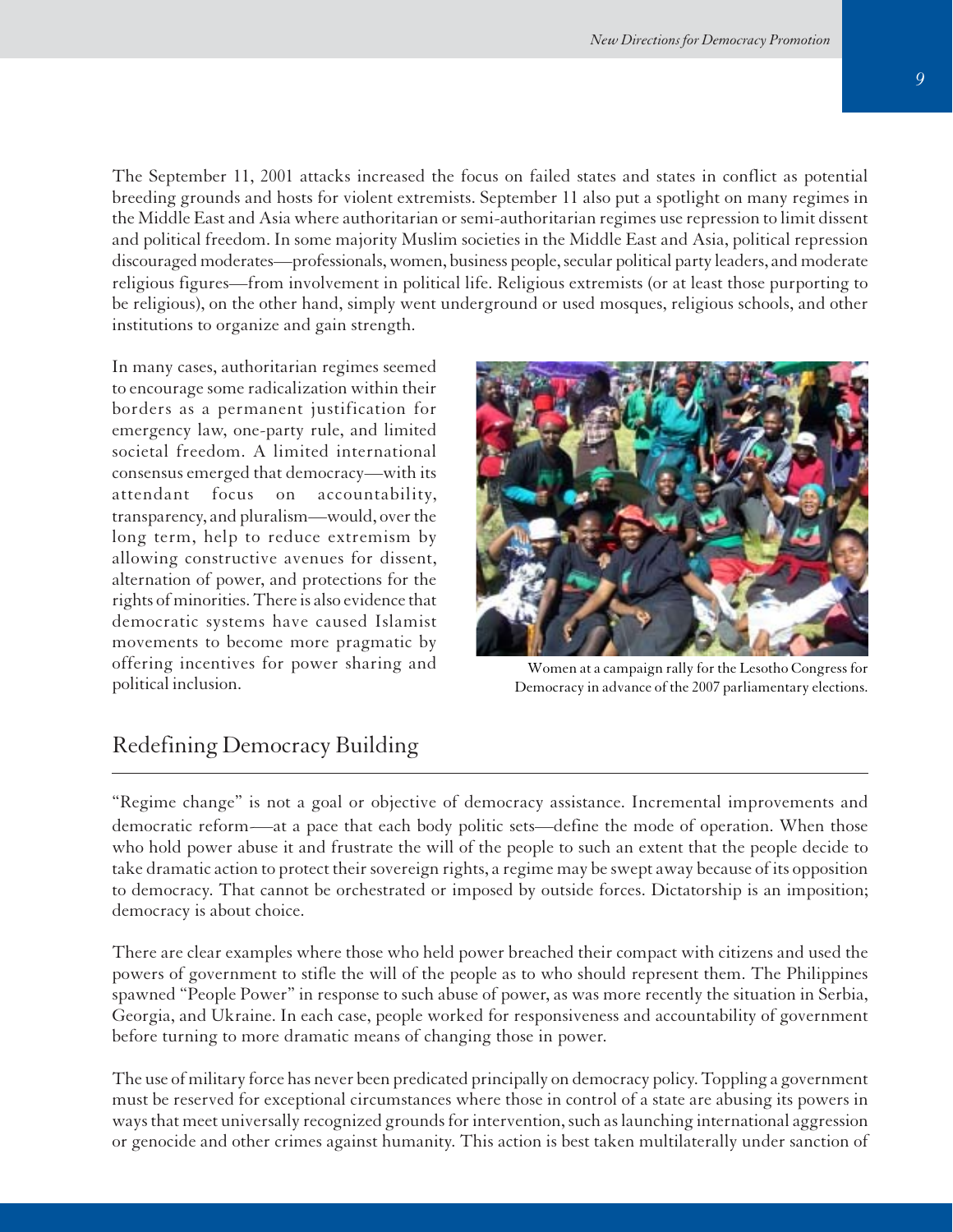The September 11, 2001 attacks increased the focus on failed states and states in conflict as potential breeding grounds and hosts for violent extremists. September 11 also put a spotlight on many regimes in the Middle East and Asia where authoritarian or semi-authoritarian regimes use repression to limit dissent and political freedom. In some majority Muslim societies in the Middle East and Asia, political repression discouraged moderates—professionals, women, business people, secular political party leaders, and moderate religious figures—from involvement in political life. Religious extremists (or at least those purporting to be religious), on the other hand, simply went underground or used mosques, religious schools, and other institutions to organize and gain strength.

In many cases, authoritarian regimes seemed to encourage some radicalization within their borders as a permanent justification for emergency law, one-party rule, and limited societal freedom. A limited international consensus emerged that democracy—with its attendant focus on accountability, transparency, and pluralism—would, over the long term, help to reduce extremism by allowing constructive avenues for dissent, alternation of power, and protections for the rights of minorities. There is also evidence that democratic systems have caused Islamist movements to become more pragmatic by offering incentives for power sharing and political inclusion.

Women at a campaign rally for the Lesotho Congress for Democracy in advance of the 2007 parliamentary elections.

## Redefining Democracy Building

"Regime change" is not a goal or objective of democracy assistance. Incremental improvements and democratic reform—at a pace that each body politic sets—define the mode of operation. When those who hold power abuse it and frustrate the will of the people to such an extent that the people decide to take dramatic action to protect their sovereign rights, a regime may be swept away because of its opposition to democracy. That cannot be orchestrated or imposed by outside forces. Dictatorship is an imposition; democracy is about choice.

There are clear examples where those who held power breached their compact with citizens and used the powers of government to stifle the will of the people as to who should represent them. The Philippines spawned "People Power" in response to such abuse of power, as was more recently the situation in Serbia, Georgia, and Ukraine. In each case, people worked for responsiveness and accountability of government before turning to more dramatic means of changing those in power.

The use of military force has never been predicated principally on democracy policy. Toppling a government must be reserved for exceptional circumstances where those in control of a state are abusing its powers in ways that meet universally recognized grounds for intervention, such as launching international aggression or genocide and other crimes against humanity. This action is best taken multilaterally under sanction of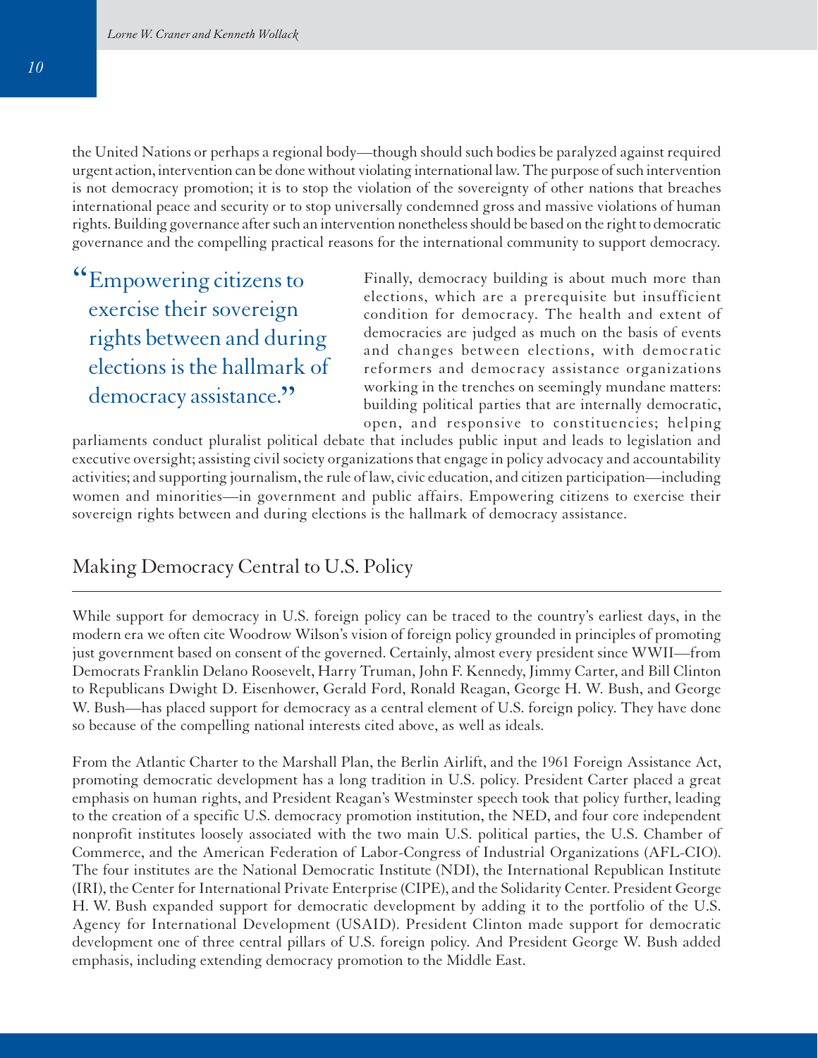the United Nations or perhaps a regional body—though should such bodies be paralyzed against required urgent action, intervention can be done without violating international law. The purpose of such intervention is not democracy promotion; it is to stop the violation of the sovereignty of other nations that breaches international peace and security or to stop universally condemned gross and massive violations of human rights. Building governance after such an intervention nonetheless should be based on the right to democratic governance and the compelling practical reasons for the international community to support democracy.

> "Empowering citizens to exercise their sovereign rights between and during elections is the hallmark of democracy assistance."

Finally, democracy building is about much more than elections, which are a prerequisite but insufficient condition for democracy. The health and extent of democracies are judged as much on the basis of events and changes between elections, with democratic reformers and democracy assistance organizations working in the trenches on seemingly mundane matters: building political parties that are internally democratic, open, and responsive to constituencies; helping parliaments conduct pluralist political debate that includes public input and leads to legislation and executive oversight; assisting civil society organizations that engage in policy advocacy and accountability activities; and supporting journalism, the rule of law, civic education, and citizen participation—including women and minorities—in government and public affairs. Empowering citizens to exercise their sovereign rights between and during elections is the hallmark of democracy assistance.

## Making Democracy Central to U.S. Policy

While support for democracy in U.S. foreign policy can be traced to the country's earliest days, in the modern era we often cite Woodrow Wilson's vision of foreign policy grounded in principles of promoting just government based on consent of the governed. Certainly, almost every president since WWII—from Democrats Franklin Delano Roosevelt, Harry Truman, John F. Kennedy, Jimmy Carter, and Bill Clinton to Republicans Dwight D. Eisenhower, Gerald Ford, Ronald Reagan, George H. W. Bush, and George W. Bush—has placed support for democracy as a central element of U.S. foreign policy. They have done so because of the compelling national interests cited above, as well as ideals.

From the Atlantic Charter to the Marshall Plan, the Berlin Airlift, and the 1961 Foreign Assistance Act, promoting democratic development has a long tradition in U.S. policy. President Carter placed a great emphasis on human rights, and President Reagan's Westminster speech took that policy further, leading to the creation of a specific U.S. democracy promotion institution, the NED, and four core independent nonprofit institutes loosely associated with the two main U.S. political parties, the U.S. Chamber of Commerce, and the American Federation of Labor-Congress of Industrial Organizations (AFL-CIO). The four institutes are the National Democratic Institute (NDI), the International Republican Institute (IRI), the Center for International Private Enterprise (CIPE), and the Solidarity Center. President George H. W. Bush expanded support for democratic development by adding it to the portfolio of the U.S. Agency for International Development (USAID). President Clinton made support for democratic development one of three central pillars of U.S. foreign policy. And President George W. Bush added emphasis, including extending democracy promotion to the Middle East.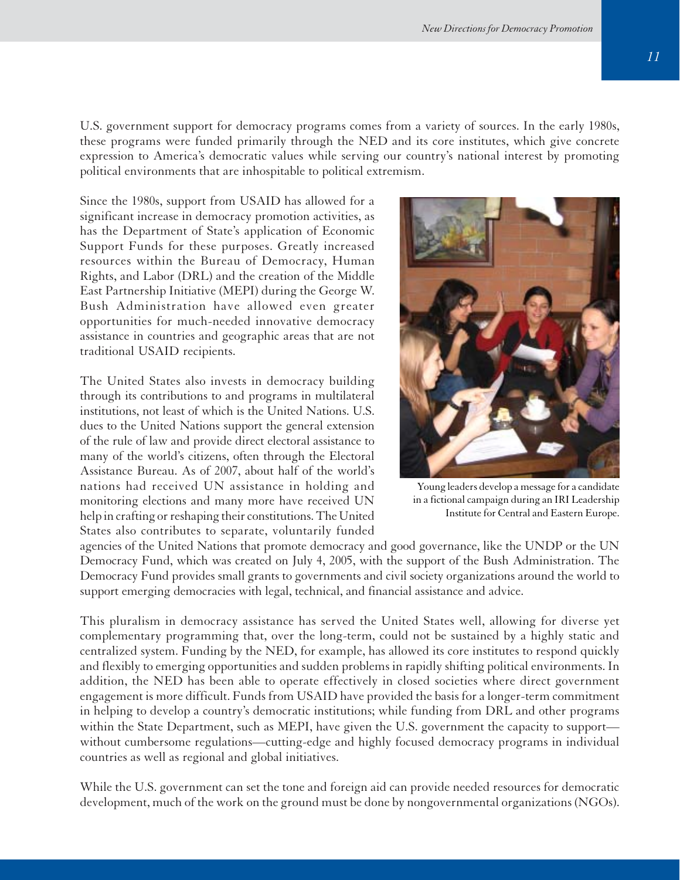U.S. government support for democracy programs comes from a variety of sources. In the early 1980s, these programs were funded primarily through the NED and its core institutes, which give concrete expression to America's democratic values while serving our country's national interest by promoting political environments that are inhospitable to political extremism.

Since the 1980s, support from USAID has allowed for a significant increase in democracy promotion activities, as has the Department of State's application of Economic Support Funds for these purposes. Greatly increased resources within the Bureau of Democracy, Human Rights, and Labor (DRL) and the creation of the Middle East Partnership Initiative (MEPI) during the George W. Bush Administration have allowed even greater opportunities for much-needed innovative democracy assistance in countries and geographic areas that are not traditional USAID recipients.

The United States also invests in democracy building through its contributions to and programs in multilateral institutions, not least of which is the United Nations. U.S. dues to the United Nations support the general extension of the rule of law and provide direct electoral assistance to many of the world's citizens, often through the Electoral Assistance Bureau. As of 2007, about half of the world's nations had received UN assistance in holding and monitoring elections and many more have received UN help in crafting or reshaping their constitutions. The United States also contributes to separate, voluntarily funded agencies of the United Nations that promote democracy and good governance, like the UNDP or the UN Democracy Fund, which was created on July 4, 2005, with the support of the Bush Administration. The Democracy Fund provides small grants to governments and civil society organizations around the world to support emerging democracies with legal, technical, and financial assistance and advice.

Young leaders develop a message for a candidate in a fictional campaign during an IRI Leadership Institute for Central and Eastern Europe.

This pluralism in democracy assistance has served the United States well, allowing for diverse yet complementary programming that, over the long-term, could not be sustained by a highly static and centralized system. Funding by the NED, for example, has allowed its core institutes to respond quickly and flexibly to emerging opportunities and sudden problems in rapidly shifting political environments. In addition, the NED has been able to operate effectively in closed societies where direct government engagement is more difficult. Funds from USAID have provided the basis for a longer-term commitment in helping to develop a country's democratic institutions; while funding from DRL and other programs within the State Department, such as MEPI, have given the U.S. government the capacity to support—without cumbersome regulations—cutting-edge and highly focused democracy programs in individual countries as well as regional and global initiatives.

While the U.S. government can set the tone and foreign aid can provide needed resources for democratic development, much of the work on the ground must be done by nongovernmental organizations (NGOs).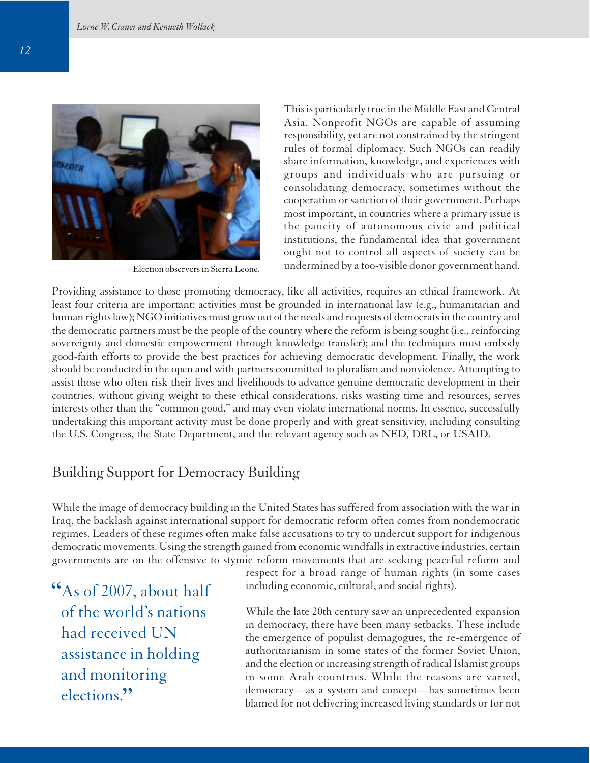This is particularly true in the Middle East and Central Asia. Nonprofit NGOs are capable of assuming responsibility, yet are not constrained by the stringent rules of formal diplomacy. Such NGOs can readily share information, knowledge, and experiences with groups and individuals who are pursuing or consolidating democracy, sometimes without the cooperation or sanction of their government. Perhaps most important, in countries where a primary issue is the paucity of autonomous civic and political institutions, the fundamental idea that government ought not to control all aspects of society can be undermined by a too-visible donor government hand.

Election observers in Sierra Leone.

Providing assistance to those promoting democracy, like all activities, requires an ethical framework. At least four criteria are important: activities must be grounded in international law (e.g., humanitarian and human rights law); NGO initiatives must grow out of the needs and requests of democrats in the country and the democratic partners must be the people of the country where the reform is being sought (i.e., reinforcing sovereignty and domestic empowerment through knowledge transfer); and the techniques must embody good-faith efforts to provide the best practices for achieving democratic development. Finally, the work should be conducted in the open and with partners committed to pluralism and nonviolence. Attempting to assist those who often risk their lives and livelihoods to advance genuine democratic development in their countries, without giving weight to these ethical considerations, risks wasting time and resources, serves interests other than the "common good," and may even violate international norms. In essence, successfully undertaking this important activity must be done properly and with great sensitivity, including consulting the U.S. Congress, the State Department, and the relevant agency such as NED, DRL, or USAID.

## Building Support for Democracy Building

While the image of democracy building in the United States has suffered from association with the war in Iraq, the backlash against international support for democratic reform often comes from nondemocratic regimes. Leaders of these regimes often make false accusations to try to undercut support for indigenous democratic movements. Using the strength gained from economic windfalls in extractive industries, certain governments are on the offensive to stymie reform movements that are seeking peaceful reform and respect for a broad range of human rights (in some cases including economic, cultural, and social rights).

> "As of 2007, about half of the world's nations had received UN assistance in holding and monitoring elections."

While the late 20th century saw an unprecedented expansion in democracy, there have been many setbacks. These include the emergence of populist demagogues, the re-emergence of authoritarianism in some states of the former Soviet Union, and the election or increasing strength of radical Islamist groups in some Arab countries. While the reasons are varied, democracy—as a system and concept—has sometimes been blamed for not delivering increased living standards or for not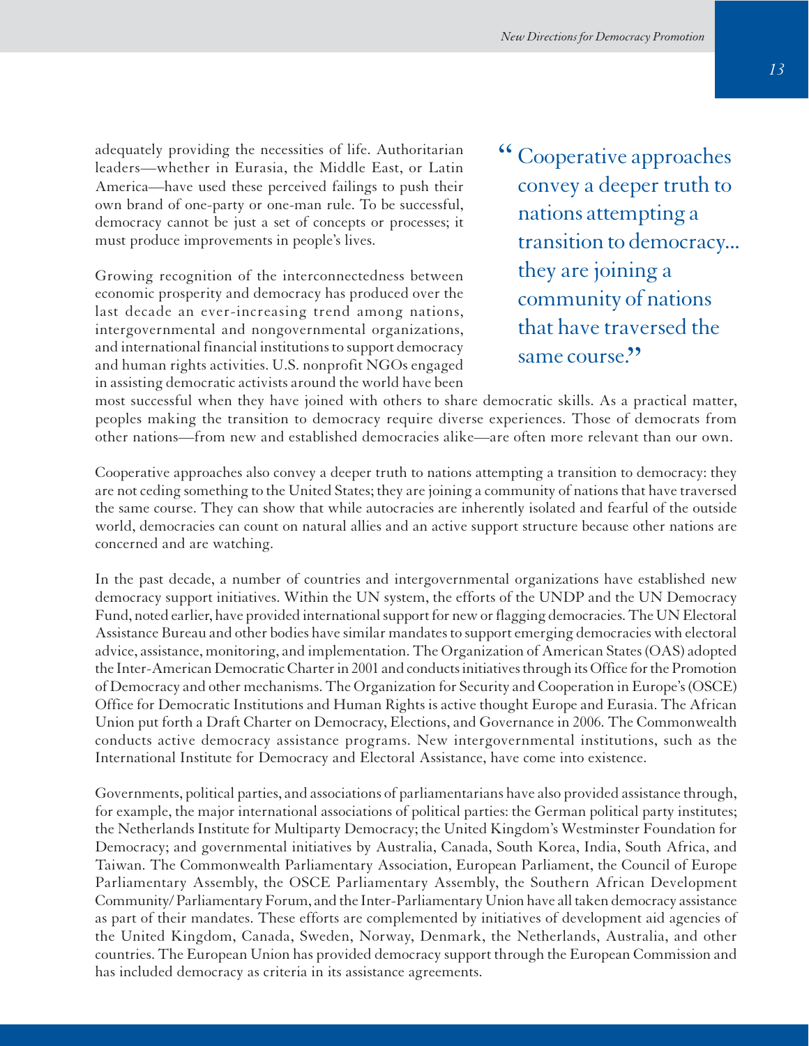adequately providing the necessities of life. Authoritarian leaders—whether in Eurasia, the Middle East, or Latin America—have used these perceived failings to push their own brand of one-party or one-man rule. To be successful, democracy cannot be just a set of concepts or processes; it must produce improvements in people's lives.

Growing recognition of the interconnectedness between economic prosperity and democracy has produced over the last decade an ever-increasing trend among nations, intergovernmental and nongovernmental organizations, and international financial institutions to support democracy and human rights activities. U.S. nonprofit NGOs engaged in assisting democratic activists around the world have been most successful when they have joined with others to share democratic skills. As a practical matter, peoples making the transition to democracy require diverse experiences. Those of democrats from other nations—from new and established democracies alike—are often more relevant than our own.

> "Cooperative approaches convey a deeper truth to nations attempting a transition to democracy... they are joining a community of nations that have traversed the same course."

Cooperative approaches also convey a deeper truth to nations attempting a transition to democracy: they are not ceding something to the United States; they are joining a community of nations that have traversed the same course. They can show that while autocracies are inherently isolated and fearful of the outside world, democracies can count on natural allies and an active support structure because other nations are concerned and are watching.

In the past decade, a number of countries and intergovernmental organizations have established new democracy support initiatives. Within the UN system, the efforts of the UNDP and the UN Democracy Fund, noted earlier, have provided international support for new or flagging democracies. The UN Electoral Assistance Bureau and other bodies have similar mandates to support emerging democracies with electoral advice, assistance, monitoring, and implementation. The Organization of American States (OAS) adopted the Inter-American Democratic Charter in 2001 and conducts initiatives through its Office for the Promotion of Democracy and other mechanisms. The Organization for Security and Cooperation in Europe's (OSCE) Office for Democratic Institutions and Human Rights is active thought Europe and Eurasia. The African Union put forth a Draft Charter on Democracy, Elections, and Governance in 2006. The Commonwealth conducts active democracy assistance programs. New intergovernmental institutions, such as the International Institute for Democracy and Electoral Assistance, have come into existence.

Governments, political parties, and associations of parliamentarians have also provided assistance through, for example, the major international associations of political parties: the German political party institutes; the Netherlands Institute for Multiparty Democracy; the United Kingdom's Westminster Foundation for Democracy; and governmental initiatives by Australia, Canada, South Korea, India, South Africa, and Taiwan. The Commonwealth Parliamentary Association, European Parliament, the Council of Europe Parliamentary Assembly, the OSCE Parliamentary Assembly, the Southern African Development Community/ Parliamentary Forum, and the Inter-Parliamentary Union have all taken democracy assistance as part of their mandates. These efforts are complemented by initiatives of development aid agencies of the United Kingdom, Canada, Sweden, Norway, Denmark, the Netherlands, Australia, and other countries. The European Union has provided democracy support through the European Commission and has included democracy as criteria in its assistance agreements.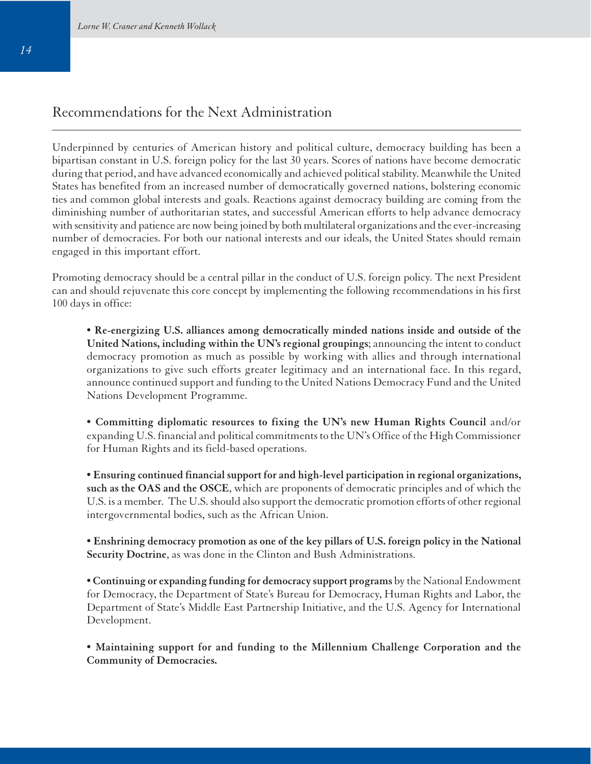## Recommendations for the Next Administration

Underpinned by centuries of American history and political culture, democracy building has been a bipartisan constant in U.S. foreign policy for the last 30 years. Scores of nations have become democratic during that period, and have advanced economically and achieved political stability. Meanwhile the United States has benefited from an increased number of democratically governed nations, bolstering economic ties and common global interests and goals. Reactions against democracy building are coming from the diminishing number of authoritarian states, and successful American efforts to help advance democracy with sensitivity and patience are now being joined by both multilateral organizations and the ever-increasing number of democracies. For both our national interests and our ideals, the United States should remain engaged in this important effort.

Promoting democracy should be a central pillar in the conduct of U.S. foreign policy. The next President can and should rejuvenate this core concept by implementing the following recommendations in his first 100 days in office:

- **Re-energizing U.S. alliances among democratically minded nations inside and outside of the United Nations, including within the UN's regional groupings**; announcing the intent to conduct democracy promotion as much as possible by working with allies and through international organizations to give such efforts greater legitimacy and an international face. In this regard, announce continued support and funding to the United Nations Democracy Fund and the United Nations Development Programme.

- **Committing diplomatic resources to fixing the UN's new Human Rights Council** and/or expanding U.S. financial and political commitments to the UN's Office of the High Commissioner for Human Rights and its field-based operations.

- **Ensuring continued financial support for and high-level participation in regional organizations, such as the OAS and the OSCE**, which are proponents of democratic principles and of which the U.S. is a member. The U.S. should also support the democratic promotion efforts of other regional intergovernmental bodies, such as the African Union.

- **Enshrining democracy promotion as one of the key pillars of U.S. foreign policy in the National Security Doctrine**, as was done in the Clinton and Bush Administrations.

- **Continuing or expanding funding for democracy support programs** by the National Endowment for Democracy, the Department of State's Bureau for Democracy, Human Rights and Labor, the Department of State's Middle East Partnership Initiative, and the U.S. Agency for International Development.

- **Maintaining support for and funding to the Millennium Challenge Corporation and the Community of Democracies.**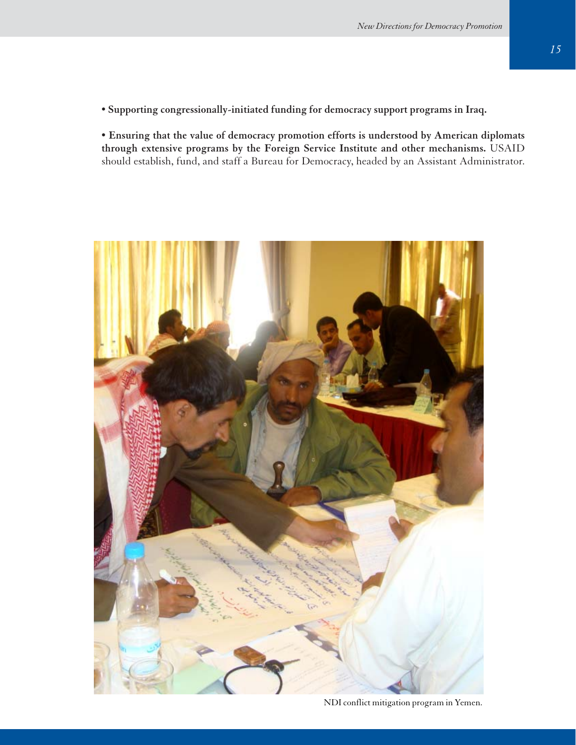• **Supporting congressionally-initiated funding for democracy support programs in Iraq.**

• **Ensuring that the value of democracy promotion efforts is understood by American diplomats through extensive programs by the Foreign Service Institute and other mechanisms.** USAID should establish, fund, and staff a Bureau for Democracy, headed by an Assistant Administrator.

NDI conflict mitigation program in Yemen.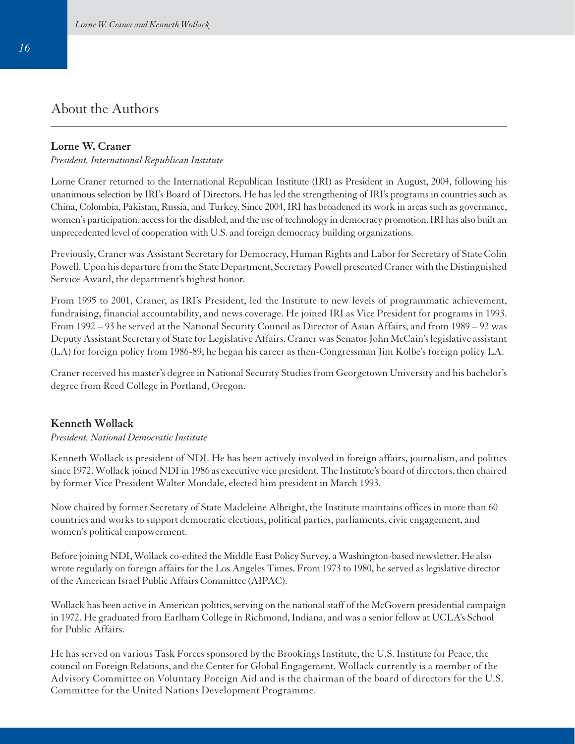## About the Authors

### Lorne W. Craner

*President, International Republican Institute*

Lorne Craner returned to the International Republican Institute (IRI) as President in August, 2004, following his unanimous selection by IRI's Board of Directors. He has led the strengthening of IRI's programs in countries such as China, Colombia, Pakistan, Russia, and Turkey. Since 2004, IRI has broadened its work in areas such as governance, women's participation, access for the disabled, and the use of technology in democracy promotion. IRI has also built an unprecedented level of cooperation with U.S. and foreign democracy building organizations.

Previously, Craner was Assistant Secretary for Democracy, Human Rights and Labor for Secretary of State Colin Powell. Upon his departure from the State Department, Secretary Powell presented Craner with the Distinguished Service Award, the department's highest honor.

From 1995 to 2001, Craner, as IRI's President, led the Institute to new levels of programmatic achievement, fundraising, financial accountability, and news coverage. He joined IRI as Vice President for programs in 1993. From 1992 – 93 he served at the National Security Council as Director of Asian Affairs, and from 1989 – 92 was Deputy Assistant Secretary of State for Legislative Affairs. Craner was Senator John McCain's legislative assistant (LA) for foreign policy from 1986-89; he began his career as then-Congressman Jim Kolbe's foreign policy LA.

Craner received his master's degree in National Security Studies from Georgetown University and his bachelor's degree from Reed College in Portland, Oregon.

### Kenneth Wollack

*President, National Democratic Institute*

Kenneth Wollack is president of NDI. He has been actively involved in foreign affairs, journalism, and politics since 1972. Wollack joined NDI in 1986 as executive vice president. The Institute's board of directors, then chaired by former Vice President Walter Mondale, elected him president in March 1993.

Now chaired by former Secretary of State Madeleine Albright, the Institute maintains offices in more than 60 countries and works to support democratic elections, political parties, parliaments, civic engagement, and women's political empowerment.

Before joining NDI, Wollack co-edited the Middle East Policy Survey, a Washington-based newsletter. He also wrote regularly on foreign affairs for the Los Angeles Times. From 1973 to 1980, he served as legislative director of the American Israel Public Affairs Committee (AIPAC).

Wollack has been active in American politics, serving on the national staff of the McGovern presidential campaign in 1972. He graduated from Earlham College in Richmond, Indiana, and was a senior fellow at UCLA's School for Public Affairs.

He has served on various Task Forces sponsored by the Brookings Institute, the U.S. Institute for Peace, the council on Foreign Relations, and the Center for Global Engagement. Wollack currently is a member of the Advisory Committee on Voluntary Foreign Aid and is the chairman of the board of directors for the U.S. Committee for the United Nations Development Programme.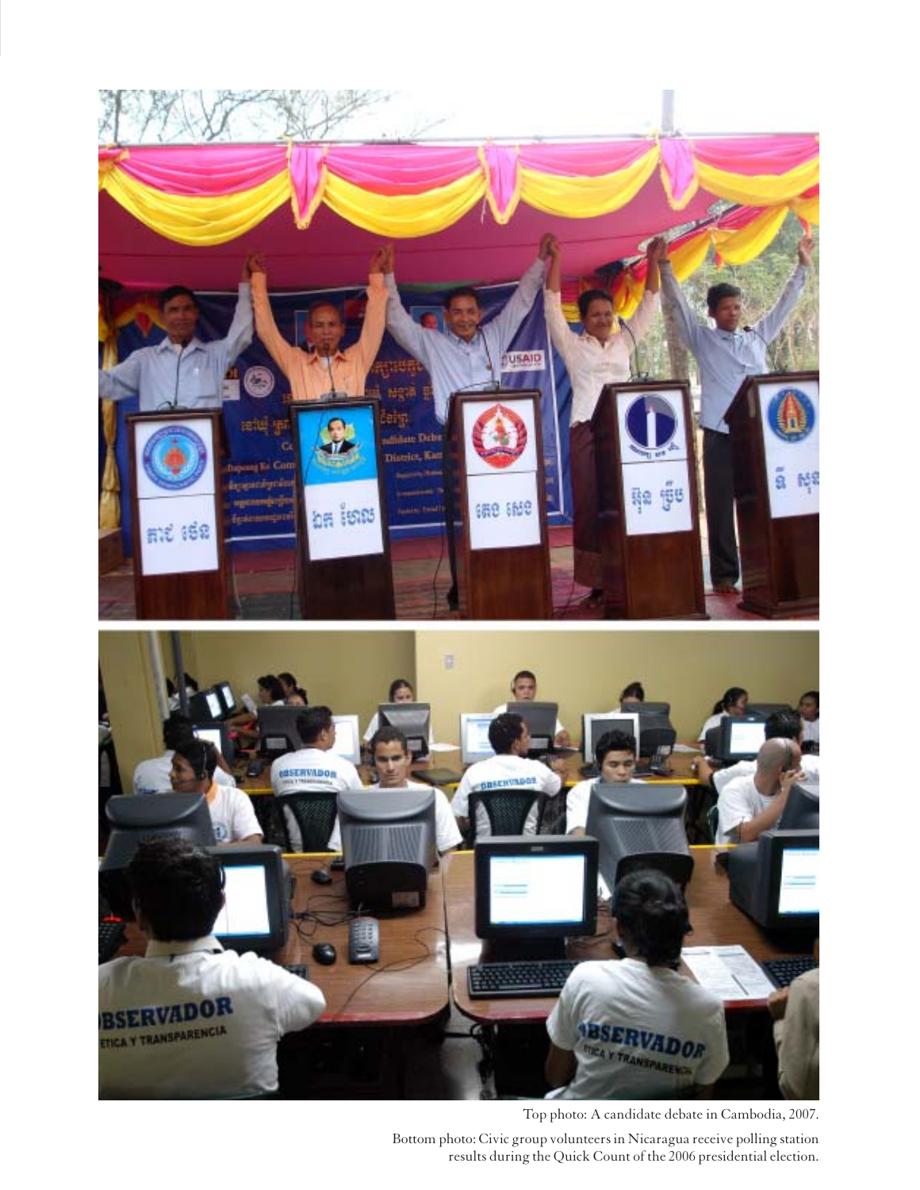Top photo: A candidate debate in Cambodia, 2007.

Bottom photo: Civic group volunteers in Nicaragua receive polling station results during the Quick Count of the 2006 presidential election.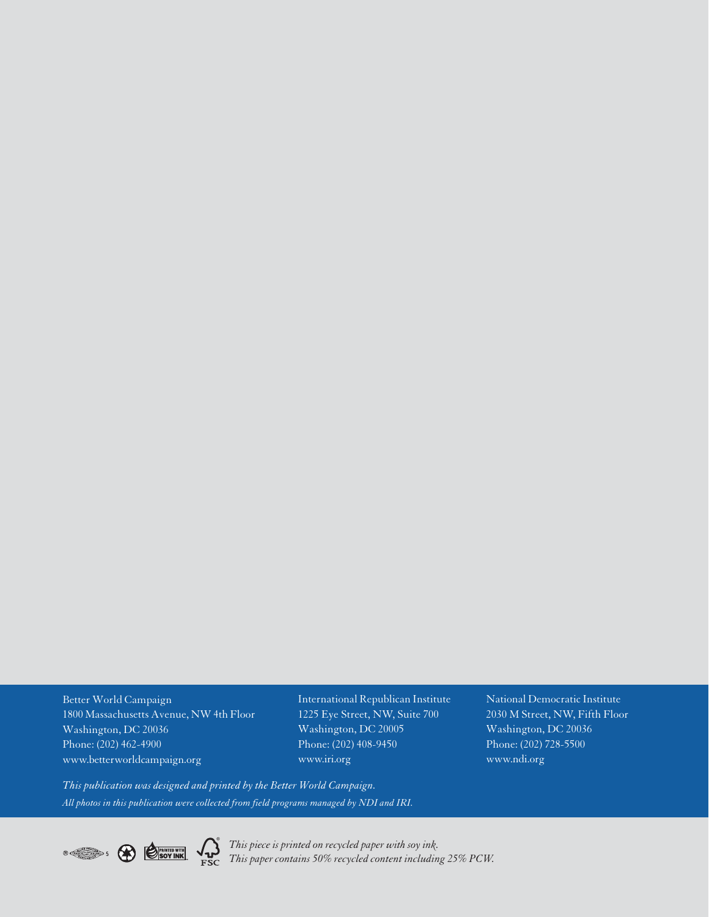Better World Campaign
1800 Massachusetts Avenue, NW 4th Floor
Washington, DC 20036
Phone: (202) 462-4900
www.betterworldcampaign.org

International Republican Institute
1225 Eye Street, NW, Suite 700
Washington, DC 20005
Phone: (202) 408-9450
www.iri.org

National Democratic Institute
2030 M Street, NW, Fifth Floor
Washington, DC 20036
Phone: (202) 728-5500
www.ndi.org

*This publication was designed and printed by the Better World Campaign.*

*All photos in this publication were collected from field programs managed by NDI and IRI.*

*This piece is printed on recycled paper with soy ink.*
*This paper contains 50% recycled content including 25% PCW.*